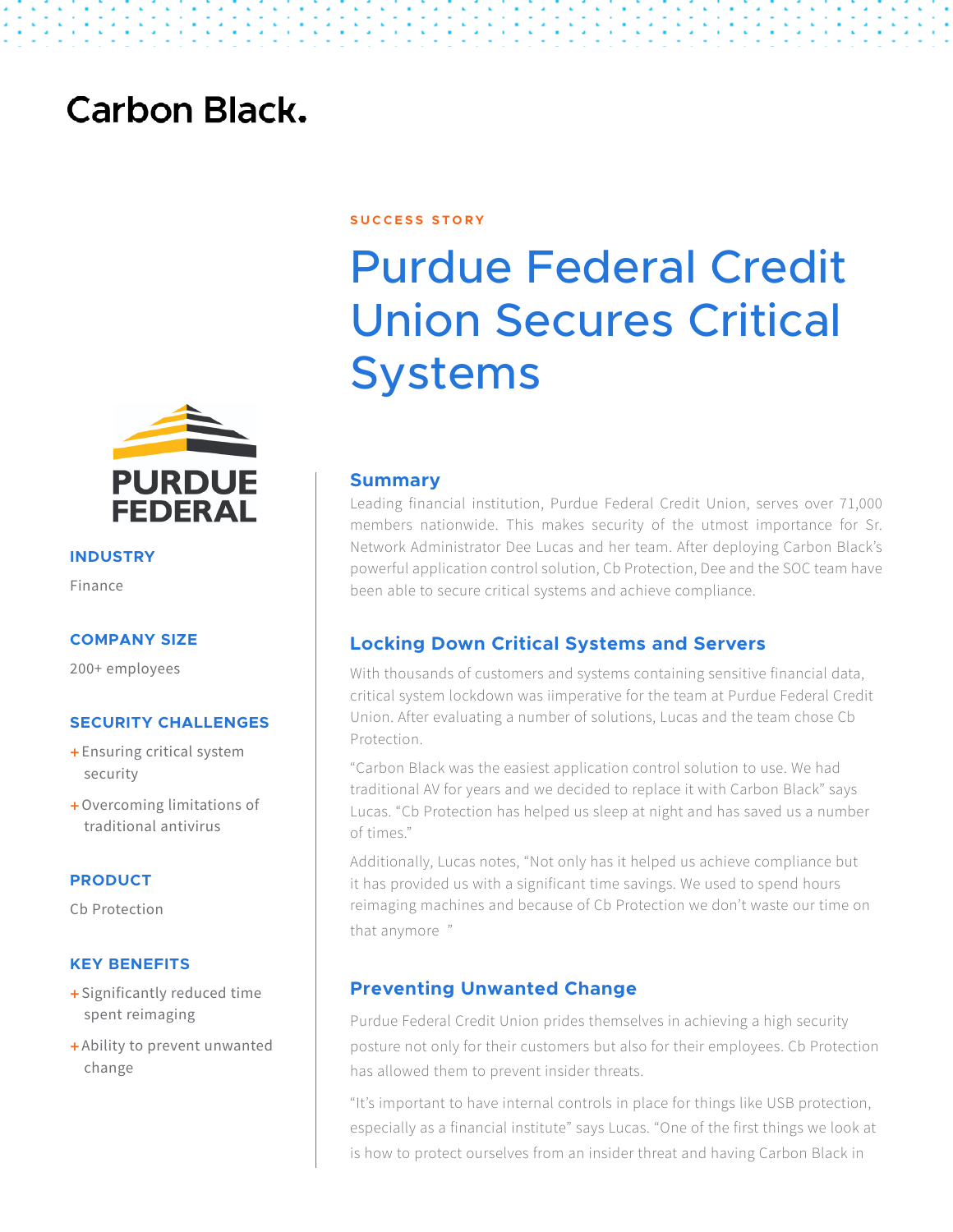Carbon Black.

SUCCESS STORY

# Purdue Federal Credit Union Secures Critical Systems

PURDUE FEDERAL

**INDUSTRY**

Finance

**COMPANY SIZE**

200+ employees

**SECURITY CHALLENGES**

+ Ensuring critical system security
+ Overcoming limitations of traditional antivirus

**PRODUCT**

Cb Protection

**KEY BENEFITS**

+ Significantly reduced time spent reimaging
+ Ability to prevent unwanted change

## Summary

Leading financial institution, Purdue Federal Credit Union, serves over 71,000 members nationwide. This makes security of the utmost importance for Sr. Network Administrator Dee Lucas and her team. After deploying Carbon Black's powerful application control solution, Cb Protection, Dee and the SOC team have been able to secure critical systems and achieve compliance.

## Locking Down Critical Systems and Servers

With thousands of customers and systems containing sensitive financial data, critical system lockdown was iimperative for the team at Purdue Federal Credit Union. After evaluating a number of solutions, Lucas and the team chose Cb Protection.

"Carbon Black was the easiest application control solution to use. We had traditional AV for years and we decided to replace it with Carbon Black" says Lucas. "Cb Protection has helped us sleep at night and has saved us a number of times."

Additionally, Lucas notes, "Not only has it helped us achieve compliance but it has provided us with a significant time savings. We used to spend hours reimaging machines and because of Cb Protection we don't waste our time on that anymore "

## Preventing Unwanted Change

Purdue Federal Credit Union prides themselves in achieving a high security posture not only for their customers but also for their employees. Cb Protection has allowed them to prevent insider threats.

"It's important to have internal controls in place for things like USB protection, especially as a financial institute" says Lucas. "One of the first things we look at is how to protect ourselves from an insider threat and having Carbon Black in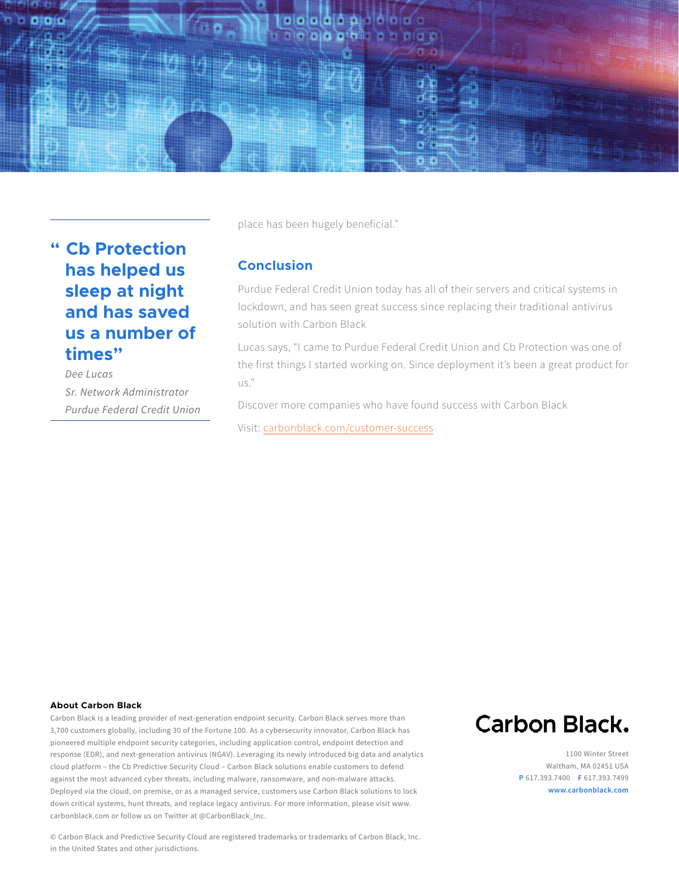place has been hugely beneficial."

> **" Cb Protection has helped us sleep at night and has saved us a number of times"**
>
> *Dee Lucas*
> *Sr. Network Administrator*
> *Purdue Federal Credit Union*

## Conclusion

Purdue Federal Credit Union today has all of their servers and critical systems in lockdown, and has seen great success since replacing their traditional antivirus solution with Carbon Black

Lucas says, "I came to Purdue Federal Credit Union and Cb Protection was one of the first things I started working on. Since deployment it's been a great product for us."

Discover more companies who have found success with Carbon Black

Visit: carbonblack.com/customer-success

**About Carbon Black**

Carbon Black is a leading provider of next-generation endpoint security. Carbon Black serves more than 3,700 customers globally, including 30 of the Fortune 100. As a cybersecurity innovator, Carbon Black has pioneered multiple endpoint security categories, including application control, endpoint detection and response (EDR), and next-generation antivirus (NGAV). Leveraging its newly introduced big data and analytics cloud platform – the Cb Predictive Security Cloud – Carbon Black solutions enable customers to defend against the most advanced cyber threats, including malware, ransomware, and non-malware attacks. Deployed via the cloud, on premise, or as a managed service, customers use Carbon Black solutions to lock down critical systems, hunt threats, and replace legacy antivirus. For more information, please visit www.carbonblack.com or follow us on Twitter at @CarbonBlack_Inc.

© Carbon Black and Predictive Security Cloud are registered trademarks or trademarks of Carbon Black, Inc. in the United States and other jurisdictions.

Carbon Black.

1100 Winter Street
Waltham, MA 02451 USA
P 617.393.7400 F 617.393.7499
www.carbonblack.com